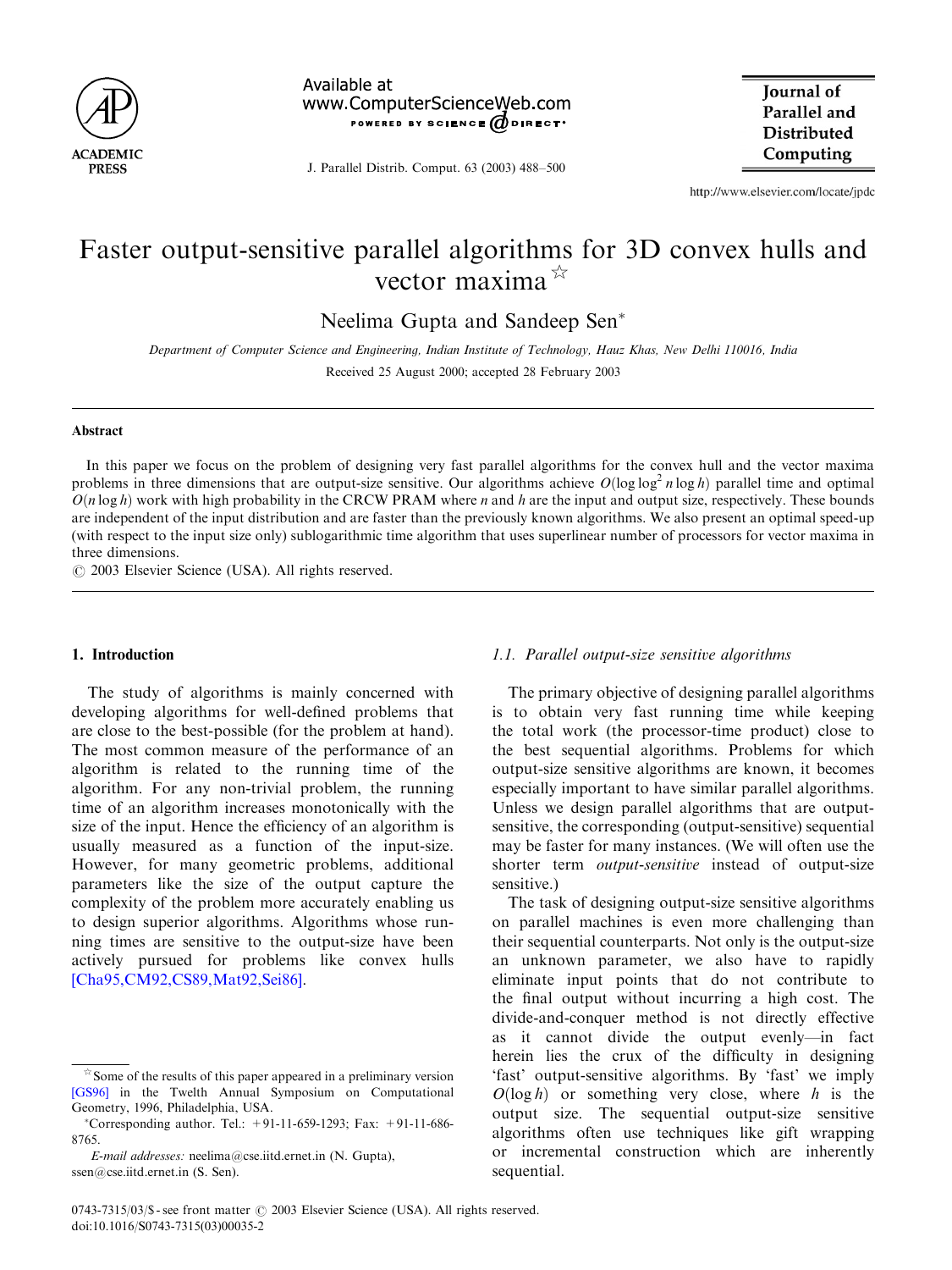# Faster output-sensitive parallel algorithms for 3D convex hulls and vector maxima ☆

Neelima Gupta and Sandeep Sen*

*Department of Computer Science and Engineering, Indian Institute of Technology, Hauz Khas, New Delhi 110016, India*

Received 25 August 2000; accepted 28 February 2003

## Abstract

In this paper we focus on the problem of designing very fast parallel algorithms for the convex hull and the vector maxima problems in three dimensions that are output-size sensitive. Our algorithms achieve $O(\log \log^2 n \log h)$ parallel time and optimal $O(n \log h)$ work with high probability in the CRCW PRAM where $n$ and $h$ are the input and output size, respectively. These bounds are independent of the input distribution and are faster than the previously known algorithms. We also present an optimal speed-up (with respect to the input size only) sublogarithmic time algorithm that uses superlinear number of processors for vector maxima in three dimensions.

© 2003 Elsevier Science (USA). All rights reserved.

## 1. Introduction

The study of algorithms is mainly concerned with developing algorithms for well-defined problems that are close to the best-possible (for the problem at hand). The most common measure of the performance of an algorithm is related to the running time of the algorithm. For any non-trivial problem, the running time of an algorithm increases monotonically with the size of the input. Hence the efficiency of an algorithm is usually measured as a function of the input-size. However, for many geometric problems, additional parameters like the size of the output capture the complexity of the problem more accurately enabling us to design superior algorithms. Algorithms whose running times are sensitive to the output-size have been actively pursued for problems like convex hulls [Cha95,CM92,CS89,Mat92,Sei86].

### 1.1. Parallel output-size sensitive algorithms

The primary objective of designing parallel algorithms is to obtain very fast running time while keeping the total work (the processor-time product) close to the best sequential algorithms. Problems for which output-size sensitive algorithms are known, it becomes especially important to have similar parallel algorithms. Unless we design parallel algorithms that are output-sensitive, the corresponding (output-sensitive) sequential may be faster for many instances. (We will often use the shorter term *output-sensitive* instead of output-size sensitive.)

The task of designing output-size sensitive algorithms on parallel machines is even more challenging than their sequential counterparts. Not only is the output-size an unknown parameter, we also have to rapidly eliminate input points that do not contribute to the final output without incurring a high cost. The divide-and-conquer method is not directly effective as it cannot divide the output evenly—in fact herein lies the crux of the difficulty in designing 'fast' output-sensitive algorithms. By 'fast' we imply $O(\log h)$ or something very close, where $h$ is the output size. The sequential output-size sensitive algorithms often use techniques like gift wrapping or incremental construction which are inherently sequential.

☆ Some of the results of this paper appeared in a preliminary version [GS96] in the Twelth Annual Symposium on Computational Geometry, 1996, Philadelphia, USA.

*Corresponding author. Tel.: +91-11-659-1293; Fax: +91-11-686-8765.

*E-mail addresses:* neelima@cse.iitd.ernet.in (N. Gupta), ssen@cse.iitd.ernet.in (S. Sen).

0743-7315/03/$ - see front matter © 2003 Elsevier Science (USA). All rights reserved.
doi:10.1016/S0743-7315(03)00035-2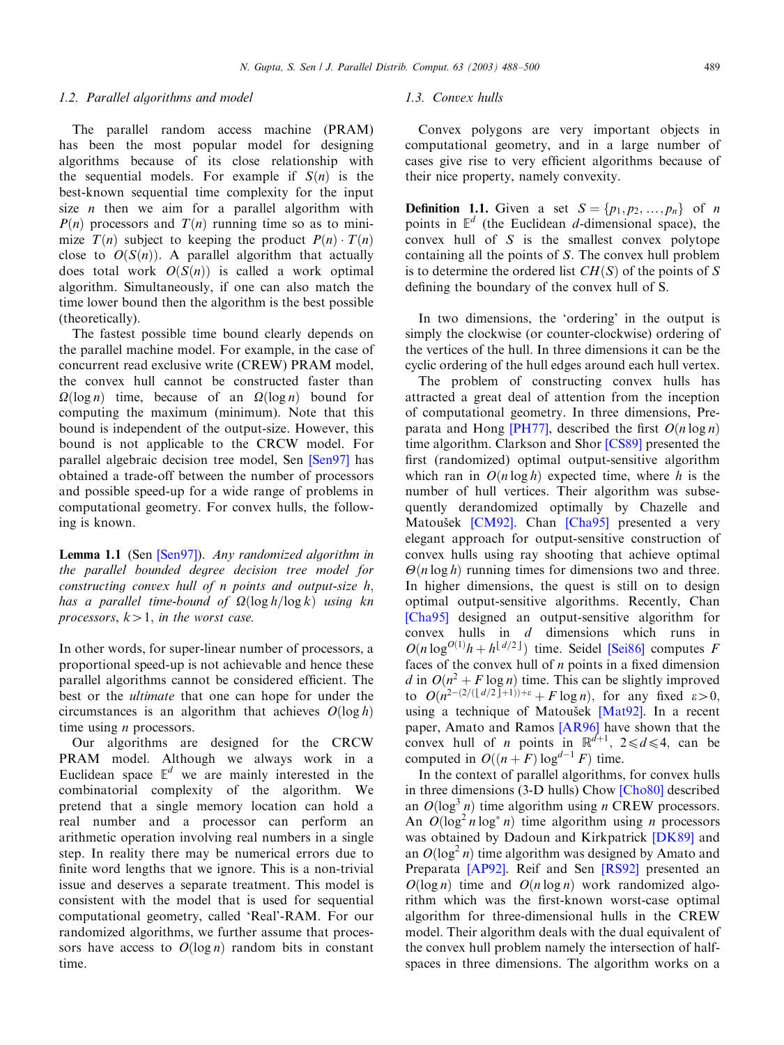### 1.2. Parallel algorithms and model

The parallel random access machine (PRAM) has been the most popular model for designing algorithms because of its close relationship with the sequential models. For example if $S(n)$ is the best-known sequential time complexity for the input size $n$ then we aim for a parallel algorithm with $P(n)$ processors and $T(n)$ running time so as to minimize $T(n)$ subject to keeping the product $P(n) \cdot T(n)$ close to $O(S(n))$. A parallel algorithm that actually does total work $O(S(n))$ is called a work optimal algorithm. Simultaneously, if one can also match the time lower bound then the algorithm is the best possible (theoretically).

The fastest possible time bound clearly depends on the parallel machine model. For example, in the case of concurrent read exclusive write (CREW) PRAM model, the convex hull cannot be constructed faster than $\Omega(\log n)$ time, because of an $\Omega(\log n)$ bound for computing the maximum (minimum). Note that this bound is independent of the output-size. However, this bound is not applicable to the CRCW model. For parallel algebraic decision tree model, Sen [Sen97] has obtained a trade-off between the number of processors and possible speed-up for a wide range of problems in computational geometry. For convex hulls, the following is known.

**Lemma 1.1** (Sen [Sen97]). *Any randomized algorithm in the parallel bounded degree decision tree model for constructing convex hull of n points and output-size h, has a parallel time-bound of $\Omega(\log h/\log k)$ using kn processors, $k > 1$, in the worst case.*

In other words, for super-linear number of processors, a proportional speed-up is not achievable and hence these parallel algorithms cannot be considered efficient. The best or the *ultimate* that one can hope for under the circumstances is an algorithm that achieves $O(\log h)$ time using $n$ processors.

Our algorithms are designed for the CRCW PRAM model. Although we always work in a Euclidean space $\mathbb{E}^d$ we are mainly interested in the combinatorial complexity of the algorithm. We pretend that a single memory location can hold a real number and a processor can perform an arithmetic operation involving real numbers in a single step. In reality there may be numerical errors due to finite word lengths that we ignore. This is a non-trivial issue and deserves a separate treatment. This model is consistent with the model that is used for sequential computational geometry, called 'Real'-RAM. For our randomized algorithms, we further assume that processors have access to $O(\log n)$ random bits in constant time.

### 1.3. Convex hulls

Convex polygons are very important objects in computational geometry, and in a large number of cases give rise to very efficient algorithms because of their nice property, namely convexity.

**Definition 1.1.** Given a set $S = \{p_1, p_2, \ldots, p_n\}$ of $n$ points in $\mathbb{E}^d$ (the Euclidean $d$-dimensional space), the convex hull of $S$ is the smallest convex polytope containing all the points of $S$. The convex hull problem is to determine the ordered list $CH(S)$ of the points of $S$ defining the boundary of the convex hull of S.

In two dimensions, the 'ordering' in the output is simply the clockwise (or counter-clockwise) ordering of the vertices of the hull. In three dimensions it can be the cyclic ordering of the hull edges around each hull vertex.

The problem of constructing convex hulls has attracted a great deal of attention from the inception of computational geometry. In three dimensions, Preparata and Hong [PH77], described the first $O(n \log n)$ time algorithm. Clarkson and Shor [CS89] presented the first (randomized) optimal output-sensitive algorithm which ran in $O(n \log h)$ expected time, where $h$ is the number of hull vertices. Their algorithm was subsequently derandomized optimally by Chazelle and Matoušek [CM92]. Chan [Cha95] presented a very elegant approach for output-sensitive construction of convex hulls using ray shooting that achieve optimal $\Theta(n \log h)$ running times for dimensions two and three. In higher dimensions, the quest is still on to design optimal output-sensitive algorithms. Recently, Chan [Cha95] designed an output-sensitive algorithm for convex hulls in $d$ dimensions which runs in $O(n \log^{O(1)} h + h^{\lfloor d/2 \rfloor})$ time. Seidel [Sei86] computes $F$ faces of the convex hull of $n$ points in a fixed dimension $d$ in $O(n^2 + F \log n)$ time. This can be slightly improved to $O(n^{2-(2/(\lfloor d/2 \rfloor + 1)) + \varepsilon} + F \log n)$, for any fixed $\varepsilon > 0$, using a technique of Matoušek [Mat92]. In a recent paper, Amato and Ramos [AR96] have shown that the convex hull of $n$ points in $\mathbb{R}^{d+1}$, $2 \leqslant d \leqslant 4$, can be computed in $O((n + F) \log^{d-1} F)$ time.

In the context of parallel algorithms, for convex hulls in three dimensions (3-D hulls) Chow [Cho80] described an $O(\log^3 n)$ time algorithm using $n$ CREW processors. An $O(\log^2 n \log^* n)$ time algorithm using $n$ processors was obtained by Dadoun and Kirkpatrick [DK89] and an $O(\log^2 n)$ time algorithm was designed by Amato and Preparata [AP92]. Reif and Sen [RS92] presented an $O(\log n)$ time and $O(n \log n)$ work randomized algorithm which was the first-known worst-case optimal algorithm for three-dimensional hulls in the CREW model. Their algorithm deals with the dual equivalent of the convex hull problem namely the intersection of half-spaces in three dimensions. The algorithm works on a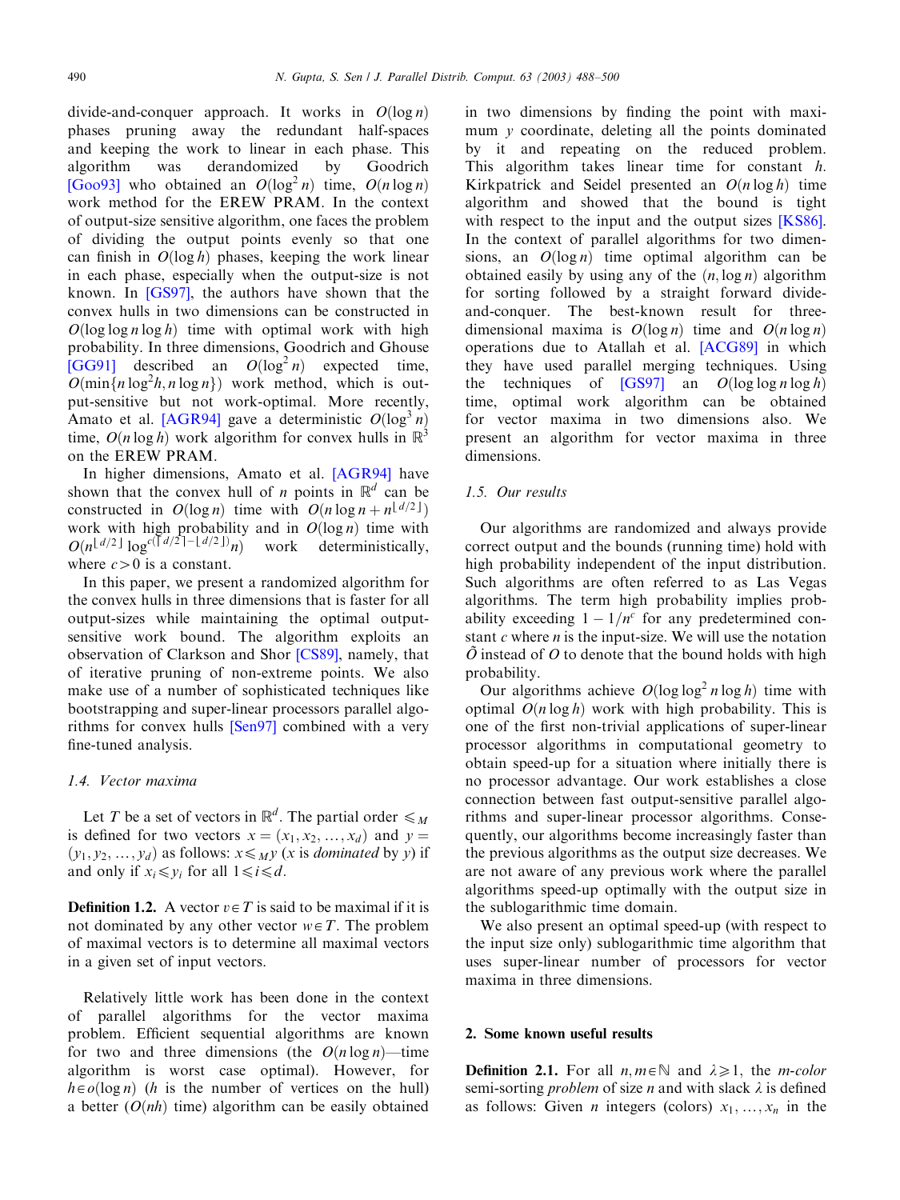divide-and-conquer approach. It works in $O(\log n)$ phases pruning away the redundant half-spaces and keeping the work to linear in each phase. This algorithm was derandomized by Goodrich [Goo93] who obtained an $O(\log^2 n)$ time, $O(n \log n)$ work method for the EREW PRAM. In the context of output-size sensitive algorithm, one faces the problem of dividing the output points evenly so that one can finish in $O(\log h)$ phases, keeping the work linear in each phase, especially when the output-size is not known. In [GS97], the authors have shown that the convex hulls in two dimensions can be constructed in $O(\log \log n \log h)$ time with optimal work with high probability. In three dimensions, Goodrich and Ghouse [GG91] described an $O(\log^2 n)$ expected time, $O(\min\{n \log^2 h, n \log n\})$ work method, which is output-sensitive but not work-optimal. More recently, Amato et al. [AGR94] gave a deterministic $O(\log^3 n)$ time, $O(n \log h)$ work algorithm for convex hulls in $\mathbb{R}^3$ on the EREW PRAM.

In higher dimensions, Amato et al. [AGR94] have shown that the convex hull of $n$ points in $\mathbb{R}^d$ can be constructed in $O(\log n)$ time with $O(n \log n + n^{\lfloor d/2 \rfloor})$ work with high probability and in $O(\log n)$ time with $O(n^{\lfloor d/2 \rfloor} \log^{c(\lceil d/2 \rceil - \lfloor d/2 \rfloor)} n)$ work deterministically, where $c > 0$ is a constant.

In this paper, we present a randomized algorithm for the convex hulls in three dimensions that is faster for all output-sizes while maintaining the optimal output-sensitive work bound. The algorithm exploits an observation of Clarkson and Shor [CS89], namely, that of iterative pruning of non-extreme points. We also make use of a number of sophisticated techniques like bootstrapping and super-linear processors parallel algorithms for convex hulls [Sen97] combined with a very fine-tuned analysis.

### 1.4. Vector maxima

Let $T$ be a set of vectors in $\mathbb{R}^d$. The partial order $\leqslant_M$ is defined for two vectors $x = (x_1, x_2, \ldots, x_d)$ and $y = (y_1, y_2, \ldots, y_d)$ as follows: $x \leqslant_M y$ ($x$ is *dominated* by $y$) if and only if $x_i \leqslant y_i$ for all $1 \leqslant i \leqslant d$.

**Definition 1.2.** A vector $v \in T$ is said to be maximal if it is not dominated by any other vector $w \in T$. The problem of maximal vectors is to determine all maximal vectors in a given set of input vectors.

Relatively little work has been done in the context of parallel algorithms for the vector maxima problem. Efficient sequential algorithms are known for two and three dimensions (the $O(n \log n)$—time algorithm is worst case optimal). However, for $h \in o(\log n)$ ($h$ is the number of vertices on the hull) a better ($O(nh)$ time) algorithm can be easily obtained in two dimensions by finding the point with maximum $y$ coordinate, deleting all the points dominated by it and repeating on the reduced problem. This algorithm takes linear time for constant $h$. Kirkpatrick and Seidel presented an $O(n \log h)$ time algorithm and showed that the bound is tight with respect to the input and the output sizes [KS86]. In the context of parallel algorithms for two dimensions, an $O(\log n)$ time optimal algorithm can be obtained easily by using any of the $(n, \log n)$ algorithm for sorting followed by a straight forward divide-and-conquer. The best-known result for three-dimensional maxima is $O(\log n)$ time and $O(n \log n)$ operations due to Atallah et al. [ACG89] in which they have used parallel merging techniques. Using the techniques of [GS97] an $O(\log \log n \log h)$ time, optimal work algorithm can be obtained for vector maxima in two dimensions also. We present an algorithm for vector maxima in three dimensions.

### 1.5. Our results

Our algorithms are randomized and always provide correct output and the bounds (running time) hold with high probability independent of the input distribution. Such algorithms are often referred to as Las Vegas algorithms. The term high probability implies probability exceeding $1 - 1/n^c$ for any predetermined constant $c$ where $n$ is the input-size. We will use the notation $\tilde{O}$ instead of $O$ to denote that the bound holds with high probability.

Our algorithms achieve $O(\log \log^2 n \log h)$ time with optimal $O(n \log h)$ work with high probability. This is one of the first non-trivial applications of super-linear processor algorithms in computational geometry to obtain speed-up for a situation where initially there is no processor advantage. Our work establishes a close connection between fast output-sensitive parallel algorithms and super-linear processor algorithms. Consequently, our algorithms become increasingly faster than the previous algorithms as the output size decreases. We are not aware of any previous work where the parallel algorithms speed-up optimally with the output size in the sublogarithmic time domain.

We also present an optimal speed-up (with respect to the input size only) sublogarithmic time algorithm that uses super-linear number of processors for vector maxima in three dimensions.

## 2. Some known useful results

**Definition 2.1.** For all $n, m \in \mathbb{N}$ and $\lambda \geqslant 1$, the *m-color* semi-sorting *problem* of size $n$ and with slack $\lambda$ is defined as follows: Given $n$ integers (colors) $x_1, \ldots, x_n$ in the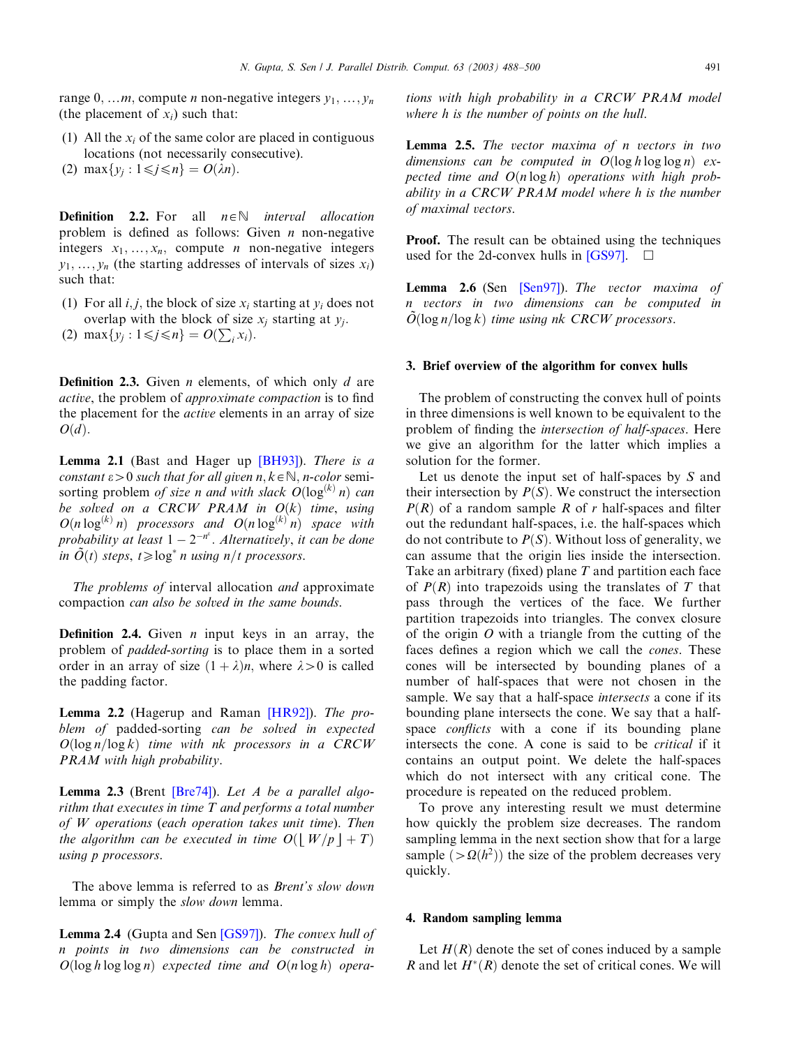range $0, \ldots m$, compute $n$ non-negative integers $y_1, \ldots, y_n$ (the placement of $x_i$) such that:

(1) All the $x_i$ of the same color are placed in contiguous locations (not necessarily consecutive).
(2) $\max\{y_j : 1 \leqslant j \leqslant n\} = O(\lambda n)$.

**Definition 2.2.** For all $n \in \mathbb{N}$ *interval allocation* problem is defined as follows: Given $n$ non-negative integers $x_1, \ldots, x_n$, compute $n$ non-negative integers $y_1, \ldots, y_n$ (the starting addresses of intervals of sizes $x_i$) such that:

(1) For all $i, j$, the block of size $x_i$ starting at $y_i$ does not overlap with the block of size $x_j$ starting at $y_j$.
(2) $\max\{y_j : 1 \leqslant j \leqslant n\} = O(\sum_i x_i)$.

**Definition 2.3.** Given $n$ elements, of which only $d$ are *active*, the problem of *approximate compaction* is to find the placement for the *active* elements in an array of size $O(d)$.

**Lemma 2.1** (Bast and Hager up [BH93]). *There is a constant $\varepsilon > 0$ such that for all given $n, k \in \mathbb{N}$, $n$-color semi-sorting problem of size $n$ and with slack $O(\log^{(k)} n)$ can be solved on a CRCW PRAM in $O(k)$ time, using $O(n \log^{(k)} n)$ processors and $O(n \log^{(k)} n)$ space with probability at least $1 - 2^{-n^{\varepsilon}}$. Alternatively, it can be done in $\tilde{O}(t)$ steps, $t \geqslant \log^* n$ using $n/t$ processors.*

*The problems of* interval allocation *and* approximate compaction *can also be solved in the same bounds.*

**Definition 2.4.** Given $n$ input keys in an array, the problem of *padded-sorting* is to place them in a sorted order in an array of size $(1 + \lambda)n$, where $\lambda > 0$ is called the padding factor.

**Lemma 2.2** (Hagerup and Raman [HR92]). *The problem of* padded-sorting *can be solved in expected $O(\log n / \log k)$ time with $nk$ processors in a CRCW PRAM with high probability.*

**Lemma 2.3** (Brent [Bre74]). *Let $A$ be a parallel algorithm that executes in time $T$ and performs a total number of $W$ operations (each operation takes unit time). Then the algorithm can be executed in time $O(\lfloor W/p \rfloor + T)$ using $p$ processors.*

*The above lemma is referred to as Brent's slow down lemma or simply the slow down lemma.*

**Lemma 2.4** (Gupta and Sen [GS97]). *The convex hull of $n$ points in two dimensions can be constructed in $O(\log h \log \log n)$ expected time and $O(n \log h)$ operations with high probability in a CRCW PRAM model where $h$ is the number of points on the hull.*

**Lemma 2.5.** *The vector maxima of $n$ vectors in two dimensions can be computed in $O(\log h \log \log n)$ expected time and $O(n \log h)$ operations with high probability in a CRCW PRAM model where $h$ is the number of maximal vectors.*

**Proof.** The result can be obtained using the techniques used for the 2d-convex hulls in [GS97]. $\square$

**Lemma 2.6** (Sen [Sen97]). *The vector maxima of $n$ vectors in two dimensions can be computed in $\tilde{O}(\log n / \log k)$ time using $nk$ CRCW processors.*

## 3. Brief overview of the algorithm for convex hulls

The problem of constructing the convex hull of points in three dimensions is well known to be equivalent to the problem of finding the *intersection of half-spaces*. Here we give an algorithm for the latter which implies a solution for the former.

Let us denote the input set of half-spaces by $S$ and their intersection by $P(S)$. We construct the intersection $P(R)$ of a random sample $R$ of $r$ half-spaces and filter out the redundant half-spaces, i.e. the half-spaces which do not contribute to $P(S)$. Without loss of generality, we can assume that the origin lies inside the intersection. Take an arbitrary (fixed) plane $T$ and partition each face of $P(R)$ into trapezoids using the translates of $T$ that pass through the vertices of the face. We further partition trapezoids into triangles. The convex closure of the origin $O$ with a triangle from the cutting of the faces defines a region which we call the *cones*. These cones will be intersected by bounding planes of a number of half-spaces that were not chosen in the sample. We say that a half-space *intersects* a cone if its bounding plane intersects the cone. We say that a half-space *conflicts* with a cone if its bounding plane intersects the cone. A cone is said to be *critical* if it contains an output point. We delete the half-spaces which do not intersect with any critical cone. The procedure is repeated on the reduced problem.

To prove any interesting result we must determine how quickly the problem size decreases. The random sampling lemma in the next section show that for a large sample ($> \Omega(h^2)$) the size of the problem decreases very quickly.

## 4. Random sampling lemma

Let $H(R)$ denote the set of cones induced by a sample $R$ and let $H^*(R)$ denote the set of critical cones. We will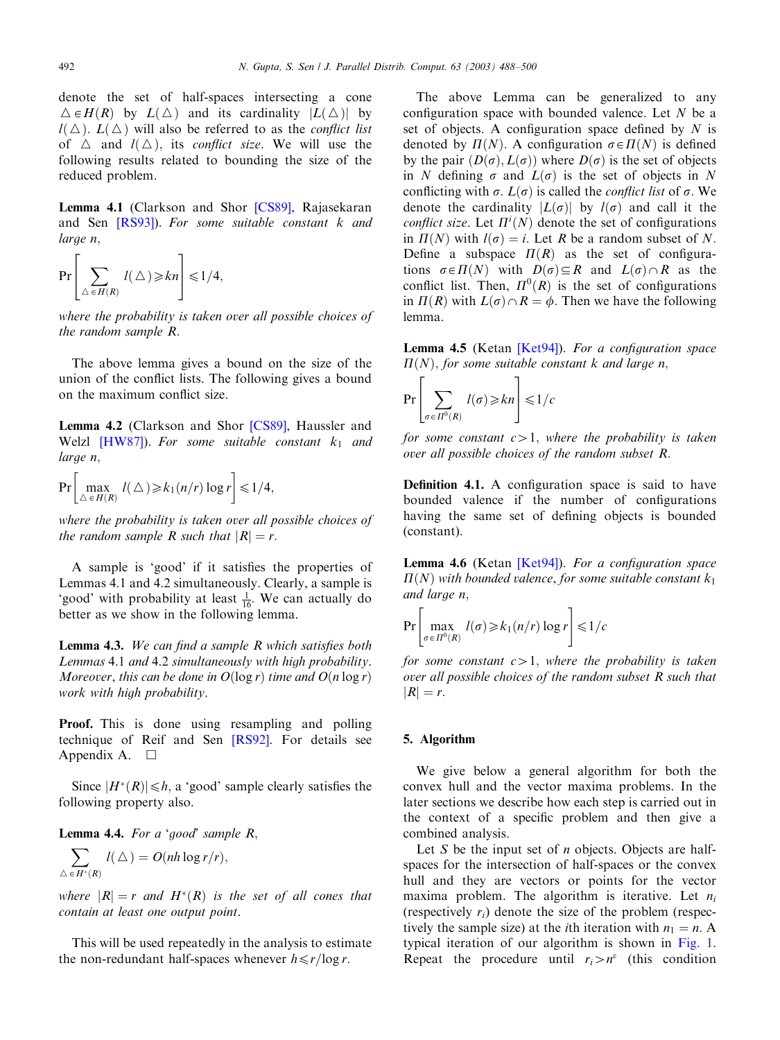denote the set of half-spaces intersecting a cone $\triangle \in H(R)$ by $L(\triangle)$ and its cardinality $|L(\triangle)|$ by $l(\triangle)$. $L(\triangle)$ will also be referred to as the *conflict list* of $\triangle$ and $l(\triangle)$, its *conflict size*. We will use the following results related to bounding the size of the reduced problem.

**Lemma 4.1** (Clarkson and Shor [CS89], Rajasekaran and Sen [RS93]). *For some suitable constant k and large n,*

$$\Pr\left[\sum_{\triangle \in H(R)} l(\triangle) \geqslant kn\right] \leqslant 1/4,$$

*where the probability is taken over all possible choices of the random sample R.*

The above lemma gives a bound on the size of the union of the conflict lists. The following gives a bound on the maximum conflict size.

**Lemma 4.2** (Clarkson and Shor [CS89], Haussler and Welzl [HW87]). *For some suitable constant $k_1$ and large n,*

$$\Pr\left[\max_{\triangle \in H(R)} l(\triangle) \geqslant k_1 (n/r) \log r\right] \leqslant 1/4,$$

*where the probability is taken over all possible choices of the random sample R such that $|R| = r$.*

A sample is 'good' if it satisfies the properties of Lemmas 4.1 and 4.2 simultaneously. Clearly, a sample is 'good' with probability at least $\frac{1}{16}$. We can actually do better as we show in the following lemma.

**Lemma 4.3.** *We can find a sample R which satisfies both Lemmas 4.1 and 4.2 simultaneously with high probability. Moreover, this can be done in $O(\log r)$ time and $O(n \log r)$ work with high probability.*

**Proof.** This is done using resampling and polling technique of Reif and Sen [RS92]. For details see Appendix A. □

Since $|H^*(R)| \leqslant h$, a 'good' sample clearly satisfies the following property also.

**Lemma 4.4.** *For a 'good' sample R,*

$$\sum_{\triangle \in H^*(R)} l(\triangle) = O(nh \log r / r),$$

*where $|R| = r$ and $H^*(R)$ is the set of all cones that contain at least one output point.*

This will be used repeatedly in the analysis to estimate the non-redundant half-spaces whenever $h \leqslant r/\log r$.

The above Lemma can be generalized to any configuration space with bounded valence. Let $N$ be a set of objects. A configuration space defined by $N$ is denoted by $\Pi(N)$. A configuration $\sigma \in \Pi(N)$ is defined by the pair $(D(\sigma), L(\sigma))$ where $D(\sigma)$ is the set of objects in $N$ defining $\sigma$ and $L(\sigma)$ is the set of objects in $N$ conflicting with $\sigma$. $L(\sigma)$ is called the *conflict list* of $\sigma$. We denote the cardinality $|L(\sigma)|$ by $l(\sigma)$ and call it the *conflict size*. Let $\Pi^i(N)$ denote the set of configurations in $\Pi(N)$ with $l(\sigma) = i$. Let $R$ be a random subset of $N$. Define a subspace $\Pi(R)$ as the set of configurations $\sigma \in \Pi(N)$ with $D(\sigma) \subseteq R$ and $L(\sigma) \cap R$ as the conflict list. Then, $\Pi^0(R)$ is the set of configurations in $\Pi(R)$ with $L(\sigma) \cap R = \phi$. Then we have the following lemma.

**Lemma 4.5** (Ketan [Ket94]). *For a configuration space $\Pi(N)$, for some suitable constant k and large n,*

$$\Pr\left[\sum_{\sigma \in \Pi^0(R)} l(\sigma) \geqslant kn\right] \leqslant 1/c$$

*for some constant $c > 1$, where the probability is taken over all possible choices of the random subset R.*

**Definition 4.1.** A configuration space is said to have bounded valence if the number of configurations having the same set of defining objects is bounded (constant).

**Lemma 4.6** (Ketan [Ket94]). *For a configuration space $\Pi(N)$ with bounded valence, for some suitable constant $k_1$ and large n,*

$$\Pr\left[\max_{\sigma \in \Pi^0(R)} l(\sigma) \geqslant k_1 (n/r) \log r\right] \leqslant 1/c$$

*for some constant $c > 1$, where the probability is taken over all possible choices of the random subset R such that $|R| = r$.*

## 5. Algorithm

We give below a general algorithm for both the convex hull and the vector maxima problems. In the later sections we describe how each step is carried out in the context of a specific problem and then give a combined analysis.

Let $S$ be the input set of $n$ objects. Objects are half-spaces for the intersection of half-spaces or the convex hull and they are vectors or points for the vector maxima problem. The algorithm is iterative. Let $n_i$ (respectively $r_i$) denote the size of the problem (respectively the sample size) at the $i$th iteration with $n_1 = n$. A typical iteration of our algorithm is shown in Fig. 1. Repeat the procedure until $r_i > n^{\varepsilon}$ (this condition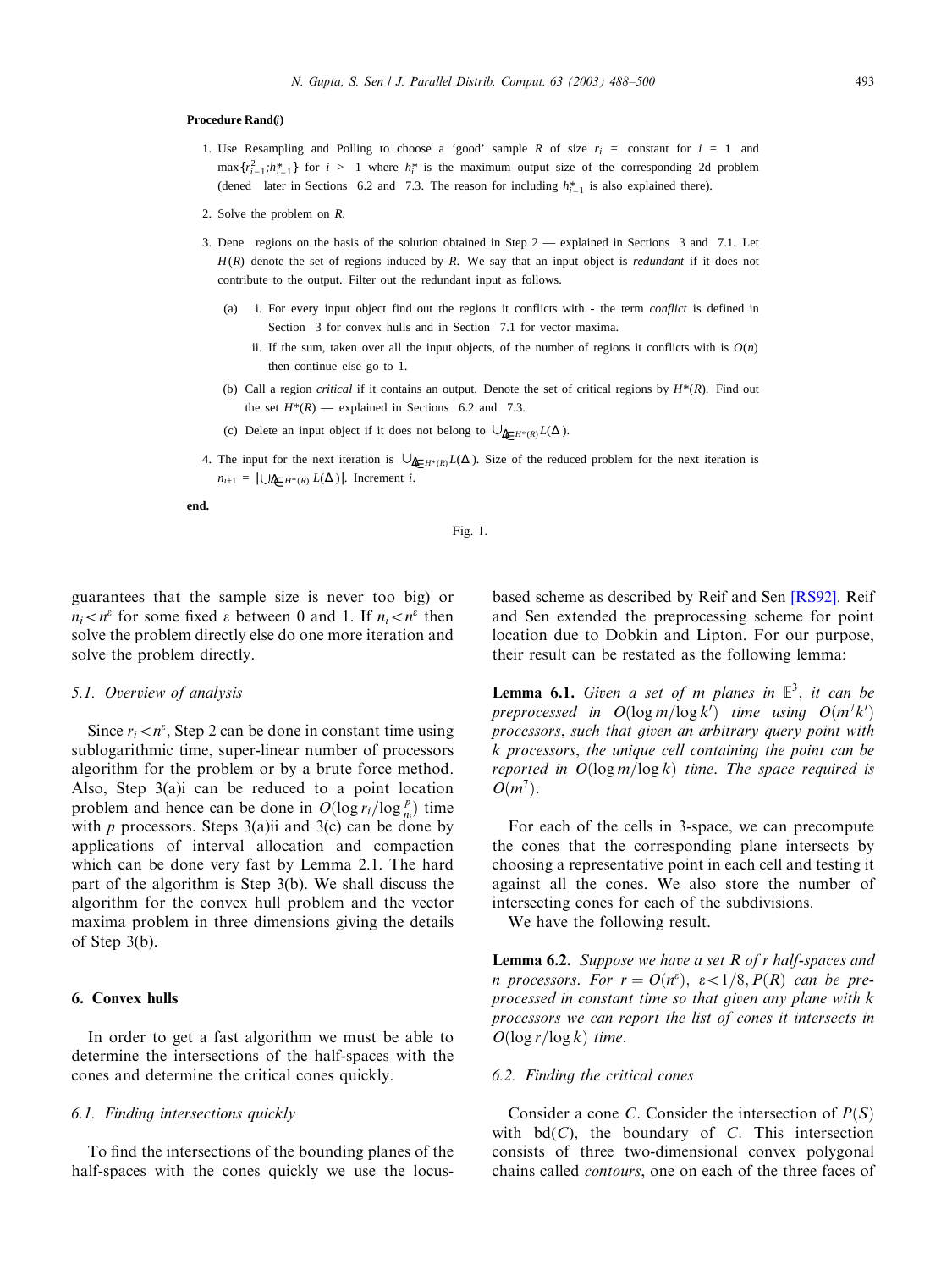**Procedure Rand(*i*)**

1. Use Resampling and Polling to choose a 'good' sample $R$ of size $r_i$ = constant for $i = 1$ and $\max\{r_{i-1}^2, h_{i-1}^*\}$ for $i > 1$ where $h_i^*$ is the maximum output size of the corresponding 2d problem (defined later in Sections 6.2 and 7.3. The reason for including $h_{i-1}^*$ is also explained there).
2. Solve the problem on $R$.
3. Define regions on the basis of the solution obtained in Step 2 — explained in Sections 3 and 7.1. Let $H(R)$ denote the set of regions induced by $R$. We say that an input object is *redundant* if it does not contribute to the output. Filter out the redundant input as follows.
   - (a) i. For every input object find out the regions it conflicts with - the term *conflict* is defined in Section 3 for convex hulls and in Section 7.1 for vector maxima.
     
     ii. If the sum, taken over all the input objects, of the number of regions it conflicts with is $O(n)$ then continue else go to 1.
   - (b) Call a region *critical* if it contains an output. Denote the set of critical regions by $H^*(R)$. Find out the set $H^*(R)$ — explained in Sections 6.2 and 7.3.
   - (c) Delete an input object if it does not belong to $\cup_{\Delta \in H^*(R)} L(\Delta)$.
4. The input for the next iteration is $\cup_{\Delta \in H^*(R)} L(\Delta)$. Size of the reduced problem for the next iteration is $n_{i+1} = |\cup_{\Delta \in H^*(R)} L(\Delta)|$. Increment $i$.

**end.**

Fig. 1.

guarantees that the sample size is never too big) or $n_i < n^\varepsilon$ for some fixed $\varepsilon$ between 0 and 1. If $n_i < n^\varepsilon$ then solve the problem directly else do one more iteration and solve the problem directly.

### 5.1. Overview of analysis

Since $r_i < n^\varepsilon$, Step 2 can be done in constant time using sublogarithmic time, super-linear number of processors algorithm for the problem or by a brute force method. Also, Step 3(a)i can be reduced to a point location problem and hence can be done in $O(\log r_i / \log \frac{p}{n_i})$ time with $p$ processors. Steps 3(a)ii and 3(c) can be done by applications of interval allocation and compaction which can be done very fast by Lemma 2.1. The hard part of the algorithm is Step 3(b). We shall discuss the algorithm for the convex hull problem and the vector maxima problem in three dimensions giving the details of Step 3(b).

## 6. Convex hulls

In order to get a fast algorithm we must be able to determine the intersections of the half-spaces with the cones and determine the critical cones quickly.

### 6.1. Finding intersections quickly

To find the intersections of the bounding planes of the half-spaces with the cones quickly we use the locus-based scheme as described by Reif and Sen [RS92]. Reif and Sen extended the preprocessing scheme for point location due to Dobkin and Lipton. For our purpose, their result can be restated as the following lemma:

**Lemma 6.1.** *Given a set of $m$ planes in $\mathbb{E}^3$, it can be preprocessed in $O(\log m / \log k')$ time using $O(m^7 k')$ processors, such that given an arbitrary query point with $k$ processors, the unique cell containing the point can be reported in $O(\log m / \log k)$ time. The space required is $O(m^7)$.*

For each of the cells in 3-space, we can precompute the cones that the corresponding plane intersects by choosing a representative point in each cell and testing it against all the cones. We also store the number of intersecting cones for each of the subdivisions.

We have the following result.

**Lemma 6.2.** *Suppose we have a set $R$ of $r$ half-spaces and $n$ processors. For $r = O(n^\varepsilon)$, $\varepsilon < 1/8$, $P(R)$ can be preprocessed in constant time so that given any plane with $k$ processors we can report the list of cones it intersects in $O(\log r / \log k)$ time.*

### 6.2. Finding the critical cones

Consider a cone $C$. Consider the intersection of $P(S)$ with $\mathrm{bd}(C)$, the boundary of $C$. This intersection consists of three two-dimensional convex polygonal chains called *contours*, one on each of the three faces of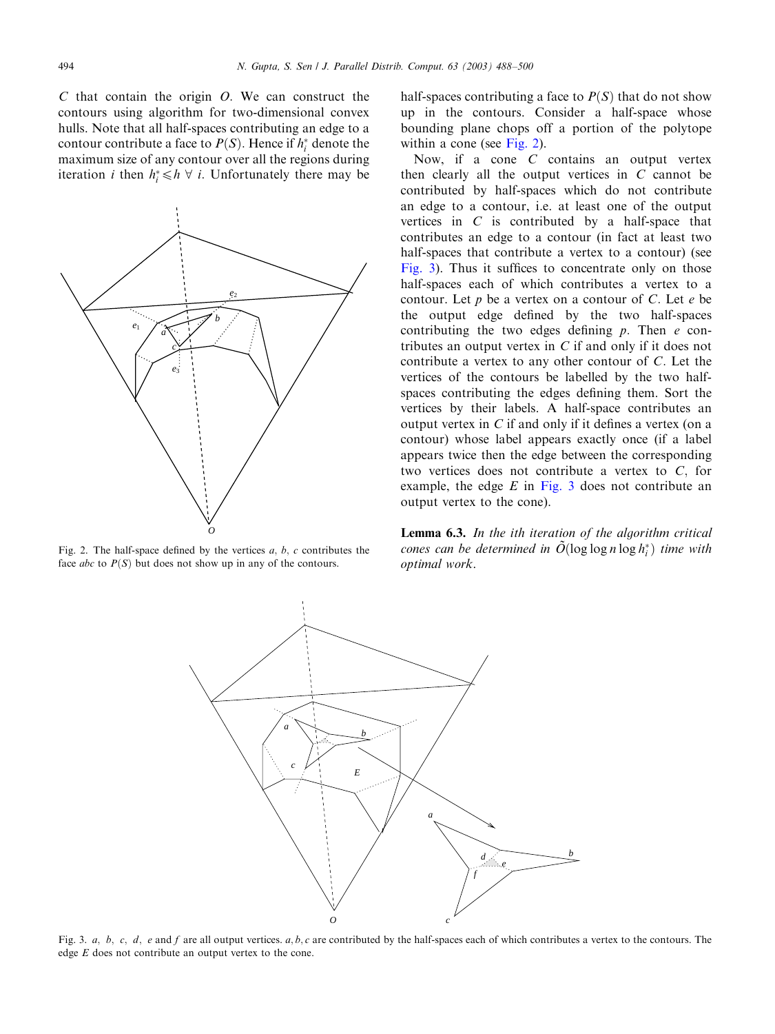$C$ that contain the origin $O$. We can construct the contours using algorithm for two-dimensional convex hulls. Note that all half-spaces contributing an edge to a contour contribute a face to $P(S)$. Hence if $h_i^*$ denote the maximum size of any contour over all the regions during iteration $i$ then $h_i^* \leqslant h \ \forall \ i$. Unfortunately there may be half-spaces contributing a face to $P(S)$ that do not show up in the contours. Consider a half-space whose bounding plane chops off a portion of the polytope within a cone (see Fig. 2).

Fig. 2. The half-space defined by the vertices $a$, $b$, $c$ contributes the face $abc$ to $P(S)$ but does not show up in any of the contours.

Now, if a cone $C$ contains an output vertex then clearly all the output vertices in $C$ cannot be contributed by half-spaces which do not contribute an edge to a contour, i.e. at least one of the output vertices in $C$ is contributed by a half-space that contributes an edge to a contour (in fact at least two half-spaces that contribute a vertex to a contour) (see Fig. 3). Thus it suffices to concentrate only on those half-spaces each of which contributes a vertex to a contour. Let $p$ be a vertex on a contour of $C$. Let $e$ be the output edge defined by the two half-spaces contributing the two edges defining $p$. Then $e$ contributes an output vertex in $C$ if and only if it does not contribute a vertex to any other contour of $C$. Let the vertices of the contours be labelled by the two half-spaces contributing the edges defining them. Sort the vertices by their labels. A half-space contributes an output vertex in $C$ if and only if it defines a vertex (on a contour) whose label appears exactly once (if a label appears twice then the edge between the corresponding two vertices does not contribute a vertex to $C$, for example, the edge $E$ in Fig. 3 does not contribute an output vertex to the cone).

**Lemma 6.3.** *In the ith iteration of the algorithm critical cones can be determined in* $\tilde{O}(\log\log n \log h_i^*)$ *time with optimal work.*

Fig. 3. $a$, $b$, $c$, $d$, $e$ and $f$ are all output vertices. $a, b, c$ are contributed by the half-spaces each of which contributes a vertex to the contours. The edge $E$ does not contribute an output vertex to the cone.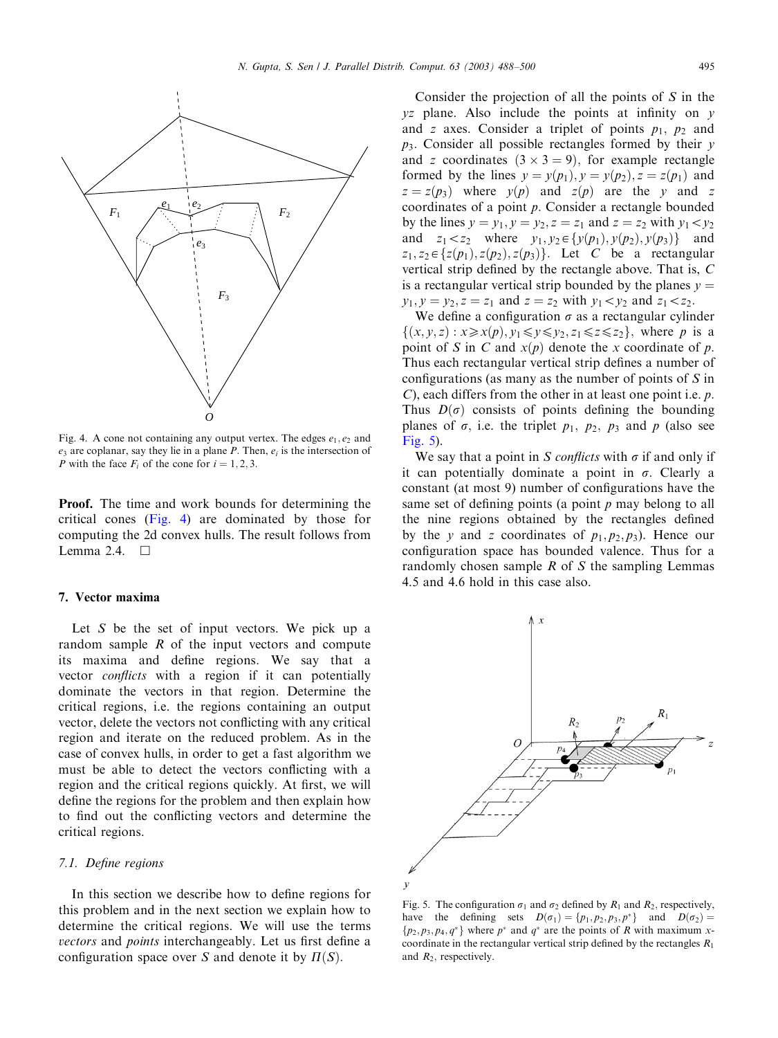Fig. 4. A cone not containing any output vertex. The edges $e_1, e_2$ and $e_3$ are coplanar, say they lie in a plane $P$. Then, $e_i$ is the intersection of $P$ with the face $F_i$ of the cone for $i = 1, 2, 3$.

**Proof.** The time and work bounds for determining the critical cones (Fig. 4) are dominated by those for computing the 2d convex hulls. The result follows from Lemma 2.4. □

## 7. Vector maxima

Let $S$ be the set of input vectors. We pick up a random sample $R$ of the input vectors and compute its maxima and define regions. We say that a vector *conflicts* with a region if it can potentially dominate the vectors in that region. Determine the critical regions, i.e. the regions containing an output vector, delete the vectors not conflicting with any critical region and iterate on the reduced problem. As in the case of convex hulls, in order to get a fast algorithm we must be able to detect the vectors conflicting with a region and the critical regions quickly. At first, we will define the regions for the problem and then explain how to find out the conflicting vectors and determine the critical regions.

### 7.1. Define regions

In this section we describe how to define regions for this problem and in the next section we explain how to determine the critical regions. We will use the terms *vectors* and *points* interchangeably. Let us first define a configuration space over $S$ and denote it by $\Pi(S)$.

Consider the projection of all the points of $S$ in the $yz$ plane. Also include the points at infinity on $y$ and $z$ axes. Consider a triplet of points $p_1$, $p_2$ and $p_3$. Consider all possible rectangles formed by their $y$ and $z$ coordinates $(3 \times 3 = 9)$, for example rectangle formed by the lines $y = y(p_1), y = y(p_2), z = z(p_1)$ and $z = z(p_3)$ where $y(p)$ and $z(p)$ are the $y$ and $z$ coordinates of a point $p$. Consider a rectangle bounded by the lines $y = y_1, y = y_2, z = z_1$ and $z = z_2$ with $y_1 < y_2$ and $z_1 < z_2$ where $y_1, y_2 \in \{y(p_1), y(p_2), y(p_3)\}$ and $z_1, z_2 \in \{z(p_1), z(p_2), z(p_3)\}$. Let $C$ be a rectangular vertical strip defined by the rectangle above. That is, $C$ is a rectangular vertical strip bounded by the planes $y = y_1, y = y_2, z = z_1$ and $z = z_2$ with $y_1 < y_2$ and $z_1 < z_2$.

We define a configuration $\sigma$ as a rectangular cylinder $\{(x, y, z) : x \geqslant x(p), y_1 \leqslant y \leqslant y_2, z_1 \leqslant z \leqslant z_2\}$, where $p$ is a point of $S$ in $C$ and $x(p)$ denote the $x$ coordinate of $p$. Thus each rectangular vertical strip defines a number of configurations (as many as the number of points of $S$ in $C$), each differs from the other in at least one point i.e. $p$. Thus $D(\sigma)$ consists of points defining the bounding planes of $\sigma$, i.e. the triplet $p_1$, $p_2$, $p_3$ and $p$ (also see Fig. 5).

We say that a point in $S$ *conflicts* with $\sigma$ if and only if it can potentially dominate a point in $\sigma$. Clearly a constant (at most 9) number of configurations have the same set of defining points (a point $p$ may belong to all the nine regions obtained by the rectangles defined by the $y$ and $z$ coordinates of $p_1, p_2, p_3$). Hence our configuration space has bounded valence. Thus for a randomly chosen sample $R$ of $S$ the sampling Lemmas 4.5 and 4.6 hold in this case also.

Fig. 5. The configuration $\sigma_1$ and $\sigma_2$ defined by $R_1$ and $R_2$, respectively, have the defining sets $D(\sigma_1) = \{p_1, p_2, p_3, p^*\}$ and $D(\sigma_2) = \{p_2, p_3, p_4, q^*\}$ where $p^*$ and $q^*$ are the points of $R$ with maximum $x$-coordinate in the rectangular vertical strip defined by the rectangles $R_1$ and $R_2$, respectively.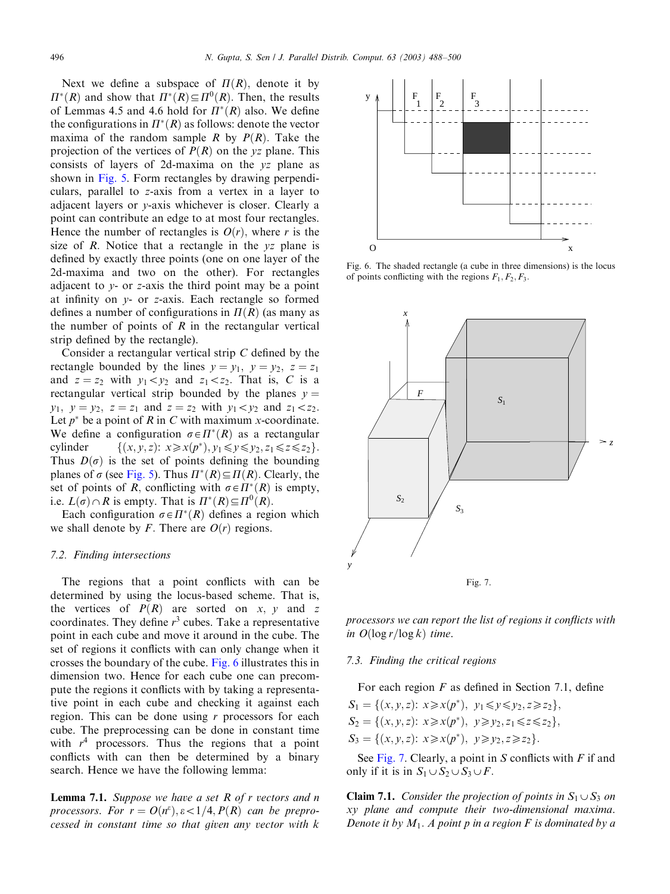Next we define a subspace of $\Pi(R)$, denote it by $\Pi^*(R)$ and show that $\Pi^*(R) \subseteq \Pi^0(R)$. Then, the results of Lemmas 4.5 and 4.6 hold for $\Pi^*(R)$ also. We define the configurations in $\Pi^*(R)$ as follows: denote the vector maxima of the random sample $R$ by $P(R)$. Take the projection of the vertices of $P(R)$ on the $yz$ plane. This consists of layers of 2d-maxima on the $yz$ plane as shown in Fig. 5. Form rectangles by drawing perpendiculars, parallel to $z$-axis from a vertex in a layer to adjacent layers or $y$-axis whichever is closer. Clearly a point can contribute an edge to at most four rectangles. Hence the number of rectangles is $O(r)$, where $r$ is the size of $R$. Notice that a rectangle in the $yz$ plane is defined by exactly three points (one on one layer of the 2d-maxima and two on the other). For rectangles adjacent to $y$- or $z$-axis the third point may be a point at infinity on $y$- or $z$-axis. Each rectangle so formed defines a number of configurations in $\Pi(R)$ (as many as the number of points of $R$ in the rectangular vertical strip defined by the rectangle).

Consider a rectangular vertical strip $C$ defined by the rectangle bounded by the lines $y = y_1$, $y = y_2$, $z = z_1$ and $z = z_2$ with $y_1 < y_2$ and $z_1 < z_2$. That is, $C$ is a rectangular vertical strip bounded by the planes $y = y_1$, $y = y_2$, $z = z_1$ and $z = z_2$ with $y_1 < y_2$ and $z_1 < z_2$. Let $p^*$ be a point of $R$ in $C$ with maximum $x$-coordinate. We define a configuration $\sigma \in \Pi^*(R)$ as a rectangular cylinder $\{(x, y, z){:}\ x \geqslant x(p^*), y_1 \leqslant y \leqslant y_2, z_1 \leqslant z \leqslant z_2\}$. Thus $D(\sigma)$ is the set of points defining the bounding planes of $\sigma$ (see Fig. 5). Thus $\Pi^*(R) \subseteq \Pi(R)$. Clearly, the set of points of $R$, conflicting with $\sigma \in \Pi^*(R)$ is empty, i.e. $L(\sigma) \cap R$ is empty. That is $\Pi^*(R) \subseteq \Pi^0(R)$.

Each configuration $\sigma \in \Pi^*(R)$ defines a region which we shall denote by $F$. There are $O(r)$ regions.

### 7.2. Finding intersections

The regions that a point conflicts with can be determined by using the locus-based scheme. That is, the vertices of $P(R)$ are sorted on $x$, $y$ and $z$ coordinates. They define $r^3$ cubes. Take a representative point in each cube and move it around in the cube. The set of regions it conflicts with can only change when it crosses the boundary of the cube. Fig. 6 illustrates this in dimension two. Hence for each cube one can precompute the regions it conflicts with by taking a representative point in each cube and checking it against each region. This can be done using $r$ processors for each cube. The preprocessing can be done in constant time with $r^4$ processors. Thus the regions that a point conflicts with can then be determined by a binary search. Hence we have the following lemma:

**Lemma 7.1.** *Suppose we have a set $R$ of $r$ vectors and $n$ processors. For $r = O(n^\varepsilon), \varepsilon < 1/4, P(R)$ can be preprocessed in constant time so that given any vector with $k$ processors we can report the list of regions it conflicts with in $O(\log r/\log k)$ time.*

Fig. 6. The shaded rectangle (a cube in three dimensions) is the locus of points conflicting with the regions $F_1, F_2, F_3$.

Fig. 7.

### 7.3. Finding the critical regions

For each region $F$ as defined in Section 7.1, define

$S_1 = \{(x, y, z){:}\ x \geqslant x(p^*),\ y_1 \leqslant y \leqslant y_2, z \geqslant z_2\}$,

$S_2 = \{(x, y, z){:}\ x \geqslant x(p^*),\ y \geqslant y_2, z_1 \leqslant z \leqslant z_2\}$,

$S_3 = \{(x, y, z){:}\ x \geqslant x(p^*),\ y \geqslant y_2, z \geqslant z_2\}$.

See Fig. 7. Clearly, a point in $S$ conflicts with $F$ if and only if it is in $S_1 \cup S_2 \cup S_3 \cup F$.

**Claim 7.1.** *Consider the projection of points in $S_1 \cup S_3$ on $xy$ plane and compute their two-dimensional maxima. Denote it by $M_1$. A point $p$ in a region $F$ is dominated by a*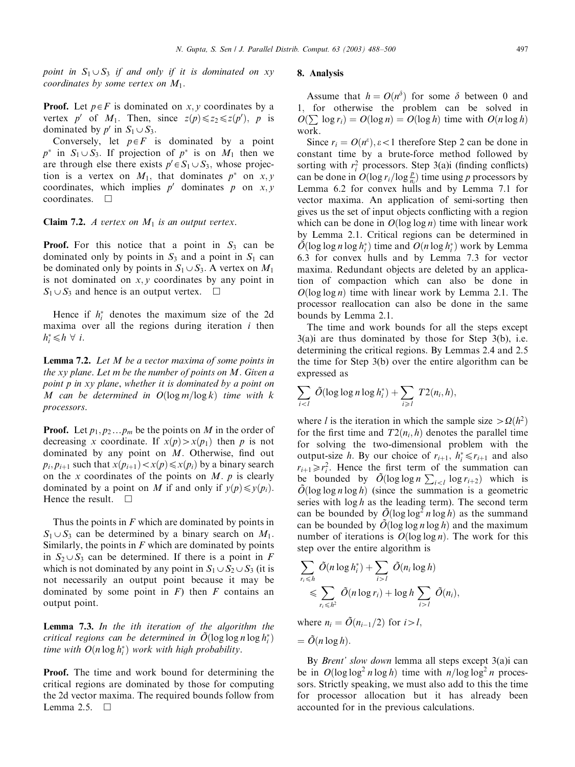*point in $S_1 \cup S_3$ if and only if it is dominated on xy coordinates by some vertex on $M_1$.*

**Proof.** Let $p \in F$ is dominated on $x, y$ coordinates by a vertex $p'$ of $M_1$. Then, since $z(p) \leqslant z_2 \leqslant z(p')$, $p$ is dominated by $p'$ in $S_1 \cup S_3$.

Conversely, let $p \in F$ is dominated by a point $p^*$ in $S_1 \cup S_3$. If projection of $p^*$ is on $M_1$ then we are through else there exists $p' \in S_1 \cup S_3$, whose projection is a vertex on $M_1$, that dominates $p^*$ on $x, y$ coordinates, which implies $p'$ dominates $p$ on $x, y$ coordinates. □

**Claim 7.2.** *A vertex on $M_1$ is an output vertex.*

**Proof.** For this notice that a point in $S_3$ can be dominated only by points in $S_3$ and a point in $S_1$ can be dominated only by points in $S_1 \cup S_3$. A vertex on $M_1$ is not dominated on $x, y$ coordinates by any point in $S_1 \cup S_3$ and hence is an output vertex. □

Hence if $h_i^*$ denotes the maximum size of the 2d maxima over all the regions during iteration $i$ then $h_i^* \leqslant h \ \forall \ i$.

**Lemma 7.2.** *Let $M$ be a vector maxima of some points in the xy plane. Let $m$ be the number of points on $M$. Given a point $p$ in xy plane, whether it is dominated by a point on $M$ can be determined in $O(\log m/\log k)$ time with $k$ processors.*

**Proof.** Let $p_1, p_2 \ldots p_m$ be the points on $M$ in the order of decreasing $x$ coordinate. If $x(p) > x(p_1)$ then $p$ is not dominated by any point on $M$. Otherwise, find out $p_i, p_{i+1}$ such that $x(p_{i+1}) < x(p) \leqslant x(p_i)$ by a binary search on the $x$ coordinates of the points on $M$. $p$ is clearly dominated by a point on $M$ if and only if $y(p) \leqslant y(p_i)$. Hence the result. □

Thus the points in $F$ which are dominated by points in $S_1 \cup S_3$ can be determined by a binary search on $M_1$. Similarly, the points in $F$ which are dominated by points in $S_2 \cup S_3$ can be determined. If there is a point in $F$ which is not dominated by any point in $S_1 \cup S_2 \cup S_3$ (it is not necessarily an output point because it may be dominated by some point in $F$) then $F$ contains an output point.

**Lemma 7.3.** *In the ith iteration of the algorithm the critical regions can be determined in $\tilde{O}(\log \log n \log h_i^*)$ time with $O(n \log h_i^*)$ work with high probability.*

**Proof.** The time and work bound for determining the critical regions are dominated by those for computing the 2d vector maxima. The required bounds follow from Lemma 2.5. □

## 8. Analysis

Assume that $h = O(n^\delta)$ for some $\delta$ between 0 and 1, for otherwise the problem can be solved in $O(\sum \log r_i) = O(\log n) = O(\log h)$ time with $O(n \log h)$ work.

Since $r_i = O(n^\varepsilon), \varepsilon < 1$ therefore Step 2 can be done in constant time by a brute-force method followed by sorting with $r_i^2$ processors. Step 3(a)i (finding conflicts) can be done in $O(\log r_i / \log \frac{p}{n_i})$ time using $p$ processors by Lemma 6.2 for convex hulls and by Lemma 7.1 for vector maxima. An application of semi-sorting then gives us the set of input objects conflicting with a region which can be done in $O(\log \log n)$ time with linear work by Lemma 2.1. Critical regions can be determined in $\tilde{O}(\log \log n \log h_i^*)$ time and $O(n \log h_i^*)$ work by Lemma 6.3 for convex hulls and by Lemma 7.3 for vector maxima. Redundant objects are deleted by an application of compaction which can also be done in $O(\log \log n)$ time with linear work by Lemma 2.1. The processor reallocation can also be done in the same bounds by Lemma 2.1.

The time and work bounds for all the steps except 3(a)i are thus dominated by those for Step 3(b), i.e. determining the critical regions. By Lemmas 2.4 and 2.5 the time for Step 3(b) over the entire algorithm can be expressed as

$$\sum_{i<l} \tilde{O}(\log \log n \log h_i^*) + \sum_{i \geqslant l} T2(n_i, h),$$

where $l$ is the iteration in which the sample size $> \Omega(h^2)$ for the first time and $T2(n_i, h)$ denotes the parallel time for solving the two-dimensional problem with the output-size $h$. By our choice of $r_{i+1}$, $h_i^* \leqslant r_{i+1}$ and also $r_{i+1} \geqslant r_i^2$. Hence the first term of the summation can be bounded by $\tilde{O}(\log \log n \sum_{i<l} \log r_{i+2})$ which is $\tilde{O}(\log \log n \log h)$ (since the summation is a geometric series with $\log h$ as the leading term). The second term can be bounded by $\tilde{O}(\log \log^2 n \log h)$ as the summand can be bounded by $\tilde{O}(\log \log n \log h)$ and the maximum number of iterations is $O(\log \log n)$. The work for this step over the entire algorithm is

$$\begin{aligned} &\sum_{r_i \leqslant h} \tilde{O}(n \log h_i^*) + \sum_{i>l} \tilde{O}(n_i \log h) \\ &\leqslant \sum_{r_i \leqslant h^2} \tilde{O}(n \log r_i) + \log h \sum_{i>l} \tilde{O}(n_i), \end{aligned}$$

where $n_i = \tilde{O}(n_{i-1}/2)$ for $i > l$,

$= \tilde{O}(n \log h)$.

By *Brent' slow down* lemma all steps except 3(a)i can be in $O(\log \log^2 n \log h)$ time with $n/\log \log^2 n$ processors. Strictly speaking, we must also add to this the time for processor allocation but it has already been accounted for in the previous calculations.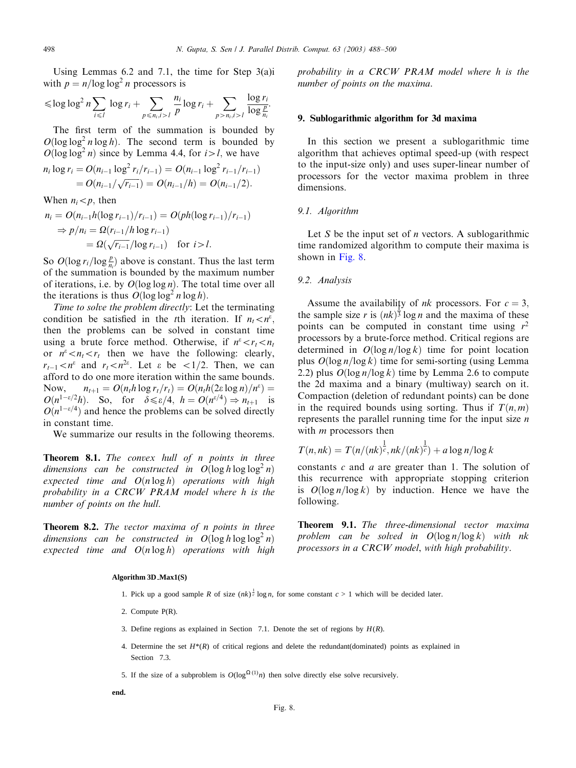Using Lemmas 6.2 and 7.1, the time for Step 3(a)i with $p = n/\log\log^2 n$ processors is

$$\leqslant \log\log^2 n \sum_{i \leqslant l} \log r_i + \sum_{p \leqslant n_i, i > l} \frac{n_i}{p} \log r_i + \sum_{p > n_i, i > l} \frac{\log r_i}{\log \frac{p}{n_i}}.$$

The first term of the summation is bounded by $O(\log\log^2 n \log h)$. The second term is bounded by $O(\log\log^2 n)$ since by Lemma 4.4, for $i > l$, we have

$$\begin{aligned} n_i \log r_i &= O(n_{i-1} \log^2 r_i / r_{i-1}) = O(n_{i-1} \log^2 r_{i-1} / r_{i-1}) \\ &= O(n_{i-1} / \sqrt{r_{i-1}}) = O(n_{i-1}/h) = O(n_{i-1}/2). \end{aligned}$$

When $n_i < p$, then

$$\begin{aligned} n_i &= O(n_{i-1} h (\log r_{i-1}) / r_{i-1}) = O(ph (\log r_{i-1}) / r_{i-1}) \\ &\Rightarrow p/n_i = \Omega(r_{i-1} / h \log r_{i-1}) \\ &\qquad = \Omega(\sqrt{r_{i-1}} / \log r_{i-1}) \quad \text{for } i > l. \end{aligned}$$

So $O(\log r_i / \log \frac{p}{n_i})$ above is constant. Thus the last term of the summation is bounded by the maximum number of iterations, i.e. by $O(\log\log n)$. The total time over all the iterations is thus $O(\log\log^2 n \log h)$.

*Time to solve the problem directly*: Let the terminating condition be satisfied in the $t$th iteration. If $n_t < n^{\varepsilon}$, then the problems can be solved in constant time using a brute force method. Otherwise, if $n^{\varepsilon} < r_t < n_t$ or $n^{\varepsilon} < n_t < r_t$ then we have the following: clearly, $r_{t-1} < n^{\varepsilon}$ and $r_t < n^{2\varepsilon}$. Let $\varepsilon$ be $< 1/2$. Then, we can afford to do one more iteration within the same bounds. Now, $n_{t+1} = O(n_t h \log r_t / r_t) = O(n_t h (2\varepsilon \log n) / n^{\varepsilon}) = O(n^{1-\varepsilon/2} h)$. So, for $\delta \leqslant \varepsilon/4$, $h = O(n^{\varepsilon/4}) \Rightarrow n_{t+1}$ is $O(n^{1-\varepsilon/4})$ and hence the problems can be solved directly in constant time.

We summarize our results in the following theorems.

**Theorem 8.1.** *The convex hull of n points in three dimensions can be constructed in $O(\log h \log\log^2 n)$ expected time and $O(n \log h)$ operations with high probability in a CRCW PRAM model where h is the number of points on the hull.*

**Theorem 8.2.** *The vector maxima of n points in three dimensions can be constructed in $O(\log h \log\log^2 n)$ expected time and $O(n \log h)$ operations with high probability in a CRCW PRAM model where h is the number of points on the maxima.*

## 9. Sublogarithmic algorithm for 3d maxima

In this section we present a sublogarithmic time algorithm that achieves optimal speed-up (with respect to the input-size only) and uses super-linear number of processors for the vector maxima problem in three dimensions.

### 9.1. Algorithm

Let $S$ be the input set of $n$ vectors. A sublogarithmic time randomized algorithm to compute their maxima is shown in Fig. 8.

### 9.2. Analysis

Assume the availability of $nk$ processors. For $c = 3$, the sample size $r$ is $(nk)^{\frac{1}{3}} \log n$ and the maxima of these points can be computed in constant time using $r^2$ processors by a brute-force method. Critical regions are determined in $O(\log n / \log k)$ time for point location plus $O(\log n / \log k)$ time for semi-sorting (using Lemma 2.2) plus $O(\log n / \log k)$ time by Lemma 2.6 to compute the 2d maxima and a binary (multiway) search on it. Compaction (deletion of redundant points) can be done in the required bounds using sorting. Thus if $T(n, m)$ represents the parallel running time for the input size $n$ with $m$ processors then

$$T(n, nk) = T(n/(nk)^{\frac{1}{c}}, nk/(nk)^{\frac{1}{c}}) + a \log n / \log k$$

constants $c$ and $a$ are greater than 1. The solution of this recurrence with appropriate stopping criterion is $O(\log n / \log k)$ by induction. Hence we have the following.

**Theorem 9.1.** *The three-dimensional vector maxima problem can be solved in $O(\log n / \log k)$ with $nk$ processors in a CRCW model, with high probability.*

**Algorithm 3D_Max1(S)**

1. Pick up a good sample $R$ of size $(nk)^{\frac{1}{c}} \log n$, for some constant $c > 1$ which will be decided later.
2. Compute P(R).
3. Define regions as explained in Section 7.1. Denote the set of regions by $H(R)$.
4. Determine the set $H^*(R)$ of critical regions and delete the redundant(dominated) points as explained in Section 7.3.
5. If the size of a subproblem is $O(\log^{\Omega(1)} n)$ then solve directly else solve recursively.

**end.**

Fig. 8.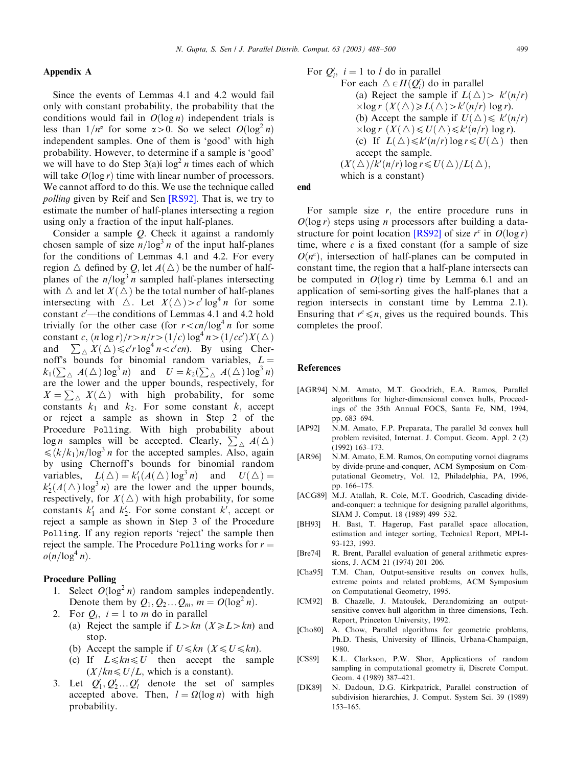## Appendix A

Since the events of Lemmas 4.1 and 4.2 would fail only with constant probability, the probability that the conditions would fail in $O(\log n)$ independent trials is less than $1/n^{\alpha}$ for some $\alpha > 0$. So we select $O(\log^2 n)$ independent samples. One of them is 'good' with high probability. However, to determine if a sample is 'good' we will have to do Step 3(a)i $\log^2 n$ times each of which will take $O(\log r)$ time with linear number of processors. We cannot afford to do this. We use the technique called *polling* given by Reif and Sen [RS92]. That is, we try to estimate the number of half-planes intersecting a region using only a fraction of the input half-planes.

Consider a sample $Q$. Check it against a randomly chosen sample of size $n/\log^3 n$ of the input half-planes for the conditions of Lemmas 4.1 and 4.2. For every region $\triangle$ defined by $Q$, let $A(\triangle)$ be the number of half-planes of the $n/\log^3 n$ sampled half-planes intersecting with $\triangle$ and let $X(\triangle)$ be the total number of half-planes intersecting with $\triangle$. Let $X(\triangle) > c' \log^4 n$ for some constant $c'$—the conditions of Lemmas 4.1 and 4.2 hold trivially for the other case (for $r < cn/\log^4 n$ for some constant $c$, $(n \log r)/r > n/r > (1/c)\log^4 n > (1/cc')X(\triangle)$ and $\sum_{\triangle} X(\triangle) \leqslant c' r \log^4 n < c' cn$). By using Chernoff's bounds for binomial random variables, $L = k_1(\sum_{\triangle} A(\triangle)\log^3 n)$ and $U = k_2(\sum_{\triangle} A(\triangle)\log^3 n)$ are the lower and the upper bounds, respectively, for $X = \sum_{\triangle} X(\triangle)$ with high probability, for some constants $k_1$ and $k_2$. For some constant $k$, accept or reject a sample as shown in Step 2 of the Procedure Polling. With high probability about $\log n$ samples will be accepted. Clearly, $\sum_{\triangle} A(\triangle) \leqslant (k/k_1)n/\log^3 n$ for the accepted samples. Also, again by using Chernoff's bounds for binomial random variables, $L(\triangle) = k_1'(A(\triangle)\log^3 n)$ and $U(\triangle) = k_2'(A(\triangle)\log^3 n)$ are the lower and the upper bounds, respectively, for $X(\triangle)$ with high probability, for some constants $k_1'$ and $k_2'$. For some constant $k'$, accept or reject a sample as shown in Step 3 of the Procedure Polling. If any region reports 'reject' the sample then reject the sample. The Procedure Polling works for $r = o(n/\log^4 n)$.

**Procedure Polling**

1. Select $O(\log^2 n)$ random samples independently. Denote them by $Q_1, Q_2 \dots Q_m$, $m = O(\log^2 n)$.
2. For $Q_i$, $i = 1$ to $m$ do in parallel
   (a) Reject the sample if $L > kn$ $(X \geqslant L > kn)$ and stop.
   (b) Accept the sample if $U \leqslant kn$ $(X \leqslant U \leqslant kn)$.
   (c) If $L \leqslant kn \leqslant U$ then accept the sample $(X/kn \leqslant U/L$, which is a constant).
3. Let $Q_1', Q_2' \dots Q_l'$ denote the set of samples accepted above. Then, $l = \Omega(\log n)$ with high probability.

For $Q_i'$, $i = 1$ to $l$ do in parallel
  For each $\triangle \in H(Q_i')$ do in parallel
    (a) Reject the sample if $L(\triangle) > k'(n/r) \times \log r$ $(X(\triangle) \geqslant L(\triangle) > k'(n/r) \log r)$.
    (b) Accept the sample if $U(\triangle) \leqslant k'(n/r) \times \log r$ $(X(\triangle) \leqslant U(\triangle) \leqslant k'(n/r) \log r)$.
    (c) If $L(\triangle) \leqslant k'(n/r)\log r \leqslant U(\triangle)$ then accept the sample.
    $(X(\triangle)/k'(n/r)\log r \leqslant U(\triangle)/L(\triangle)$, which is a constant)

**end**

For sample size $r$, the entire procedure runs in $O(\log r)$ steps using $n$ processors after building a data-structure for point location [RS92] of size $r^c$ in $O(\log r)$ time, where $c$ is a fixed constant (for a sample of size $O(n^{\varepsilon})$, intersection of half-planes can be computed in constant time, the region that a half-plane intersects can be computed in $O(\log r)$ time by Lemma 6.1 and an application of semi-sorting gives the half-planes that a region intersects in constant time by Lemma 2.1). Ensuring that $r^c \leqslant n$, gives us the required bounds. This completes the proof.

## References

[AGR94] N.M. Amato, M.T. Goodrich, E.A. Ramos, Parallel algorithms for higher-dimensional convex hulls, Proceedings of the 35th Annual FOCS, Santa Fe, NM, 1994, pp. 683–694.

[AP92] N.M. Amato, F.P. Preparata, The parallel 3d convex hull problem revisited, Internat. J. Comput. Geom. Appl. 2 (2) (1992) 163–173.

[AR96] N.M. Amato, E.M. Ramos, On computing vornoi diagrams by divide-prune-and-conquer, ACM Symposium on Computational Geometry, Vol. 12, Philadelphia, PA, 1996, pp. 166–175.

[ACG89] M.J. Atallah, R. Cole, M.T. Goodrich, Cascading divide-and-conquer: a technique for designing parallel algorithms, SIAM J. Comput. 18 (1989) 499–532.

[BH93] H. Bast, T. Hagerup, Fast parallel space allocation, estimation and integer sorting, Technical Report, MPI-I-93-123, 1993.

[Bre74] R. Brent, Parallel evaluation of general arithmetic expressions, J. ACM 21 (1974) 201–206.

[Cha95] T.M. Chan, Output-sensitive results on convex hulls, extreme points and related problems, ACM Symposium on Computational Geometry, 1995.

[CM92] B. Chazelle, J. Matoušek, Derandomizing an output-sensitive convex-hull algorithm in three dimensions, Tech. Report, Princeton University, 1992.

[Cho80] A. Chow, Parallel algorithms for geometric problems, Ph.D. Thesis, University of Illinois, Urbana-Champaign, 1980.

[CS89] K.L. Clarkson, P.W. Shor, Applications of random sampling in computational geometry ii, Discrete Comput. Geom. 4 (1989) 387–421.

[DK89] N. Dadoun, D.G. Kirkpatrick, Parallel construction of subdivision hierarchies, J. Comput. System Sci. 39 (1989) 153–165.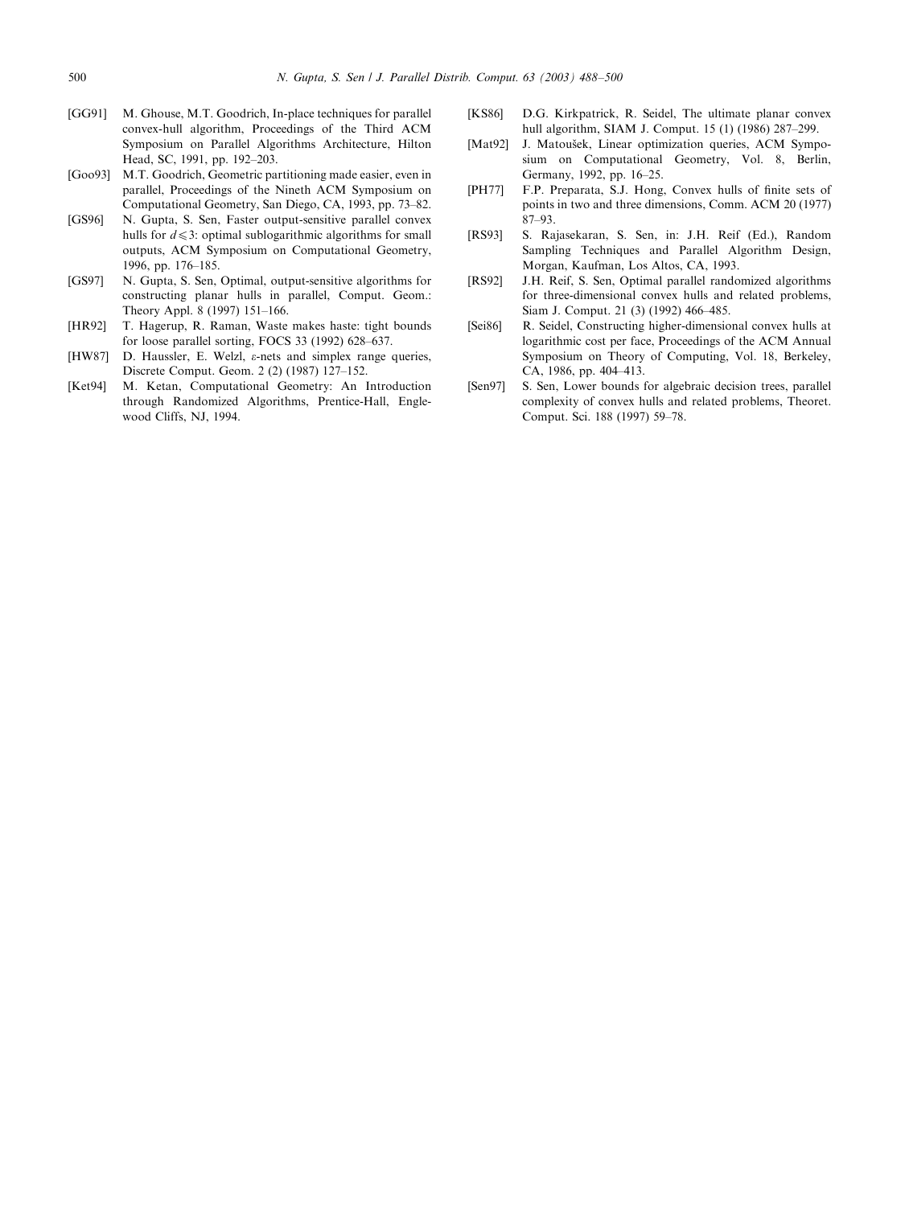[GG91] M. Ghouse, M.T. Goodrich, In-place techniques for parallel convex-hull algorithm, Proceedings of the Third ACM Symposium on Parallel Algorithms Architecture, Hilton Head, SC, 1991, pp. 192–203.

[Goo93] M.T. Goodrich, Geometric partitioning made easier, even in parallel, Proceedings of the Nineth ACM Symposium on Computational Geometry, San Diego, CA, 1993, pp. 73–82.

[GS96] N. Gupta, S. Sen, Faster output-sensitive parallel convex hulls for $d \leqslant 3$: optimal sublogarithmic algorithms for small outputs, ACM Symposium on Computational Geometry, 1996, pp. 176–185.

[GS97] N. Gupta, S. Sen, Optimal, output-sensitive algorithms for constructing planar hulls in parallel, Comput. Geom.: Theory Appl. 8 (1997) 151–166.

[HR92] T. Hagerup, R. Raman, Waste makes haste: tight bounds for loose parallel sorting, FOCS 33 (1992) 628–637.

[HW87] D. Haussler, E. Welzl, $\varepsilon$-nets and simplex range queries, Discrete Comput. Geom. 2 (2) (1987) 127–152.

[Ket94] M. Ketan, Computational Geometry: An Introduction through Randomized Algorithms, Prentice-Hall, Englewood Cliffs, NJ, 1994.

[KS86] D.G. Kirkpatrick, R. Seidel, The ultimate planar convex hull algorithm, SIAM J. Comput. 15 (1) (1986) 287–299.

[Mat92] J. Matoušek, Linear optimization queries, ACM Symposium on Computational Geometry, Vol. 8, Berlin, Germany, 1992, pp. 16–25.

[PH77] F.P. Preparata, S.J. Hong, Convex hulls of finite sets of points in two and three dimensions, Comm. ACM 20 (1977) 87–93.

[RS93] S. Rajasekaran, S. Sen, in: J.H. Reif (Ed.), Random Sampling Techniques and Parallel Algorithm Design, Morgan, Kaufman, Los Altos, CA, 1993.

[RS92] J.H. Reif, S. Sen, Optimal parallel randomized algorithms for three-dimensional convex hulls and related problems, Siam J. Comput. 21 (3) (1992) 466–485.

[Sei86] R. Seidel, Constructing higher-dimensional convex hulls at logarithmic cost per face, Proceedings of the ACM Annual Symposium on Theory of Computing, Vol. 18, Berkeley, CA, 1986, pp. 404–413.

[Sen97] S. Sen, Lower bounds for algebraic decision trees, parallel complexity of convex hulls and related problems, Theoret. Comput. Sci. 188 (1997) 59–78.